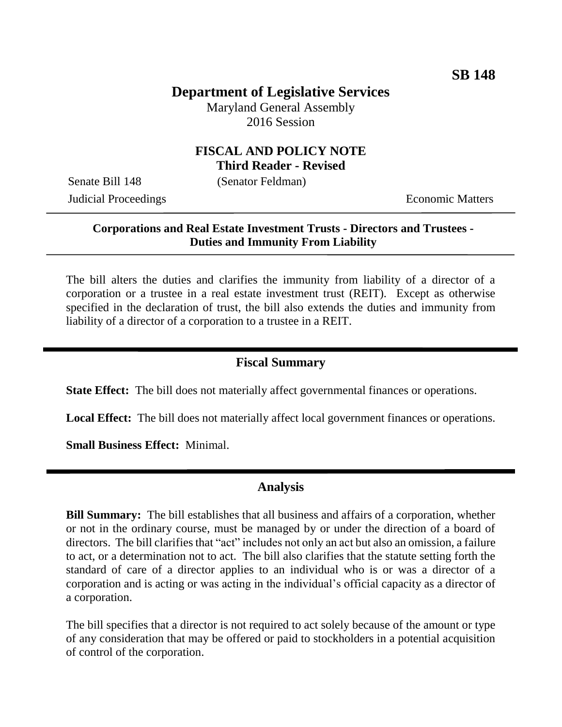**SB 148**

# Department of Legislative Services

Maryland General Assembly
2016 Session

## FISCAL AND POLICY NOTE
**Third Reader - Revised**

Senate Bill 148 (Senator Feldman)
Judicial Proceedings Economic Matters

---

**Corporations and Real Estate Investment Trusts - Directors and Trustees - Duties and Immunity From Liability**

---

The bill alters the duties and clarifies the immunity from liability of a director of a corporation or a trustee in a real estate investment trust (REIT). Except as otherwise specified in the declaration of trust, the bill also extends the duties and immunity from liability of a director of a corporation to a trustee in a REIT.

## Fiscal Summary

**State Effect:** The bill does not materially affect governmental finances or operations.

**Local Effect:** The bill does not materially affect local government finances or operations.

**Small Business Effect:** Minimal.

## Analysis

**Bill Summary:** The bill establishes that all business and affairs of a corporation, whether or not in the ordinary course, must be managed by or under the direction of a board of directors. The bill clarifies that "act" includes not only an act but also an omission, a failure to act, or a determination not to act. The bill also clarifies that the statute setting forth the standard of care of a director applies to an individual who is or was a director of a corporation and is acting or was acting in the individual's official capacity as a director of a corporation.

The bill specifies that a director is not required to act solely because of the amount or type of any consideration that may be offered or paid to stockholders in a potential acquisition of control of the corporation.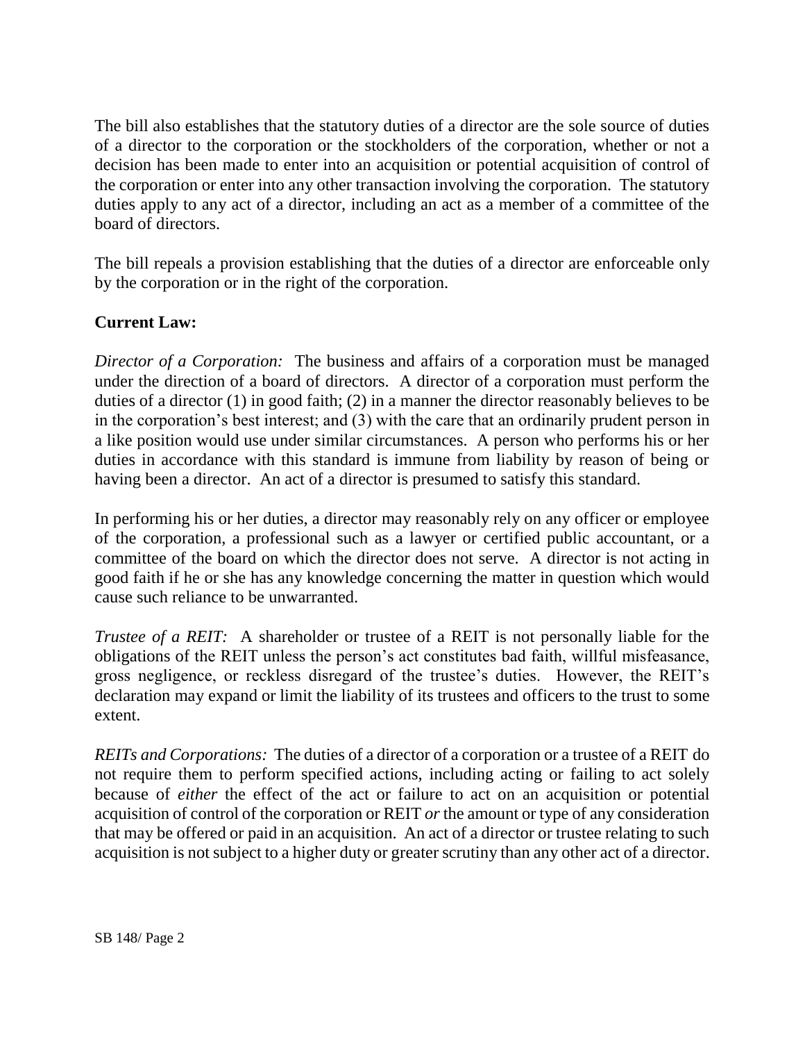The bill also establishes that the statutory duties of a director are the sole source of duties of a director to the corporation or the stockholders of the corporation, whether or not a decision has been made to enter into an acquisition or potential acquisition of control of the corporation or enter into any other transaction involving the corporation. The statutory duties apply to any act of a director, including an act as a member of a committee of the board of directors.

The bill repeals a provision establishing that the duties of a director are enforceable only by the corporation or in the right of the corporation.

**Current Law:**

*Director of a Corporation:* The business and affairs of a corporation must be managed under the direction of a board of directors. A director of a corporation must perform the duties of a director (1) in good faith; (2) in a manner the director reasonably believes to be in the corporation's best interest; and (3) with the care that an ordinarily prudent person in a like position would use under similar circumstances. A person who performs his or her duties in accordance with this standard is immune from liability by reason of being or having been a director. An act of a director is presumed to satisfy this standard.

In performing his or her duties, a director may reasonably rely on any officer or employee of the corporation, a professional such as a lawyer or certified public accountant, or a committee of the board on which the director does not serve. A director is not acting in good faith if he or she has any knowledge concerning the matter in question which would cause such reliance to be unwarranted.

*Trustee of a REIT:* A shareholder or trustee of a REIT is not personally liable for the obligations of the REIT unless the person's act constitutes bad faith, willful misfeasance, gross negligence, or reckless disregard of the trustee's duties. However, the REIT's declaration may expand or limit the liability of its trustees and officers to the trust to some extent.

*REITs and Corporations:* The duties of a director of a corporation or a trustee of a REIT do not require them to perform specified actions, including acting or failing to act solely because of *either* the effect of the act or failure to act on an acquisition or potential acquisition of control of the corporation or REIT *or* the amount or type of any consideration that may be offered or paid in an acquisition. An act of a director or trustee relating to such acquisition is not subject to a higher duty or greater scrutiny than any other act of a director.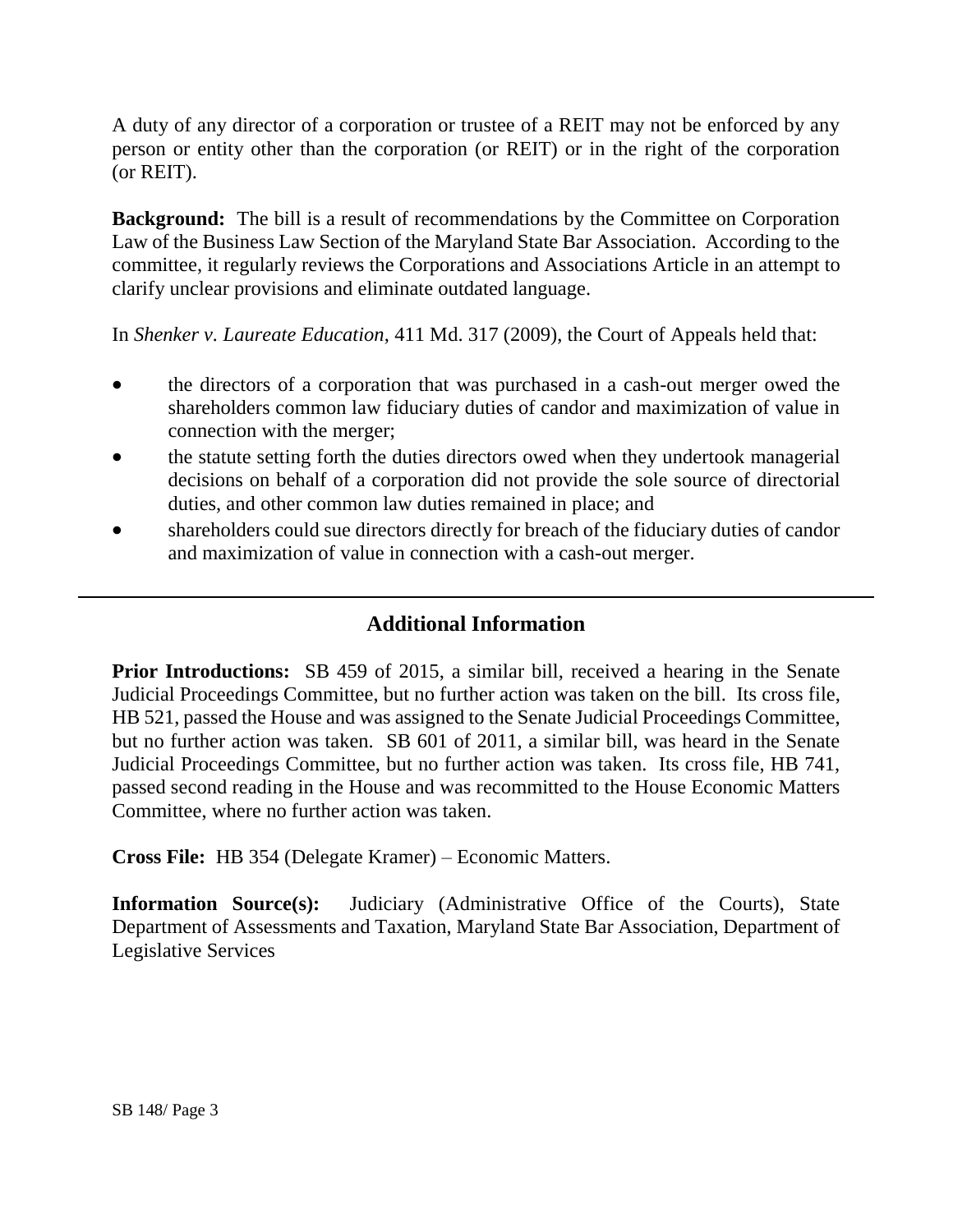A duty of any director of a corporation or trustee of a REIT may not be enforced by any person or entity other than the corporation (or REIT) or in the right of the corporation (or REIT).

**Background:** The bill is a result of recommendations by the Committee on Corporation Law of the Business Law Section of the Maryland State Bar Association. According to the committee, it regularly reviews the Corporations and Associations Article in an attempt to clarify unclear provisions and eliminate outdated language.

In *Shenker v. Laureate Education*, 411 Md. 317 (2009), the Court of Appeals held that:

- the directors of a corporation that was purchased in a cash-out merger owed the shareholders common law fiduciary duties of candor and maximization of value in connection with the merger;
- the statute setting forth the duties directors owed when they undertook managerial decisions on behalf of a corporation did not provide the sole source of directorial duties, and other common law duties remained in place; and
- shareholders could sue directors directly for breach of the fiduciary duties of candor and maximization of value in connection with a cash-out merger.

---

## Additional Information

**Prior Introductions:** SB 459 of 2015, a similar bill, received a hearing in the Senate Judicial Proceedings Committee, but no further action was taken on the bill. Its cross file, HB 521, passed the House and was assigned to the Senate Judicial Proceedings Committee, but no further action was taken. SB 601 of 2011, a similar bill, was heard in the Senate Judicial Proceedings Committee, but no further action was taken. Its cross file, HB 741, passed second reading in the House and was recommitted to the House Economic Matters Committee, where no further action was taken.

**Cross File:** HB 354 (Delegate Kramer) – Economic Matters.

**Information Source(s):** Judiciary (Administrative Office of the Courts), State Department of Assessments and Taxation, Maryland State Bar Association, Department of Legislative Services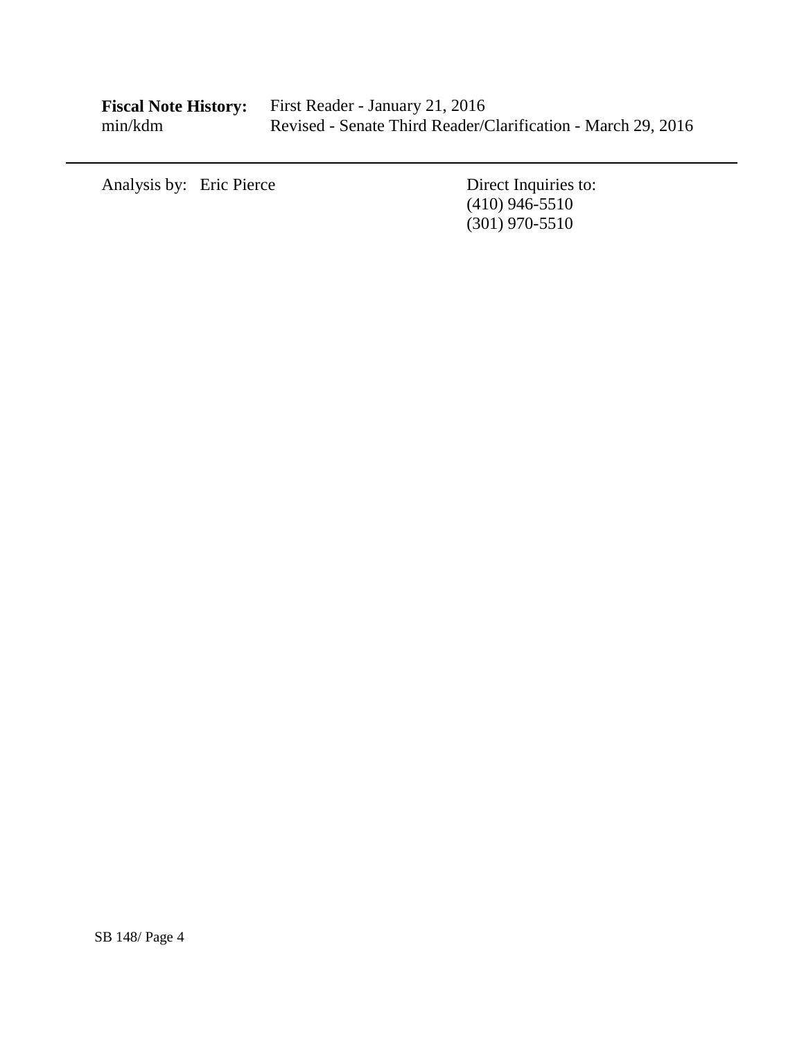| | |
|---|---|
| **Fiscal Note History:** | First Reader - January 21, 2016 |
| min/kdm | Revised - Senate Third Reader/Clarification - March 29, 2016 |

---

Analysis by: Eric Pierce

Direct Inquiries to:
(410) 946-5510
(301) 970-5510